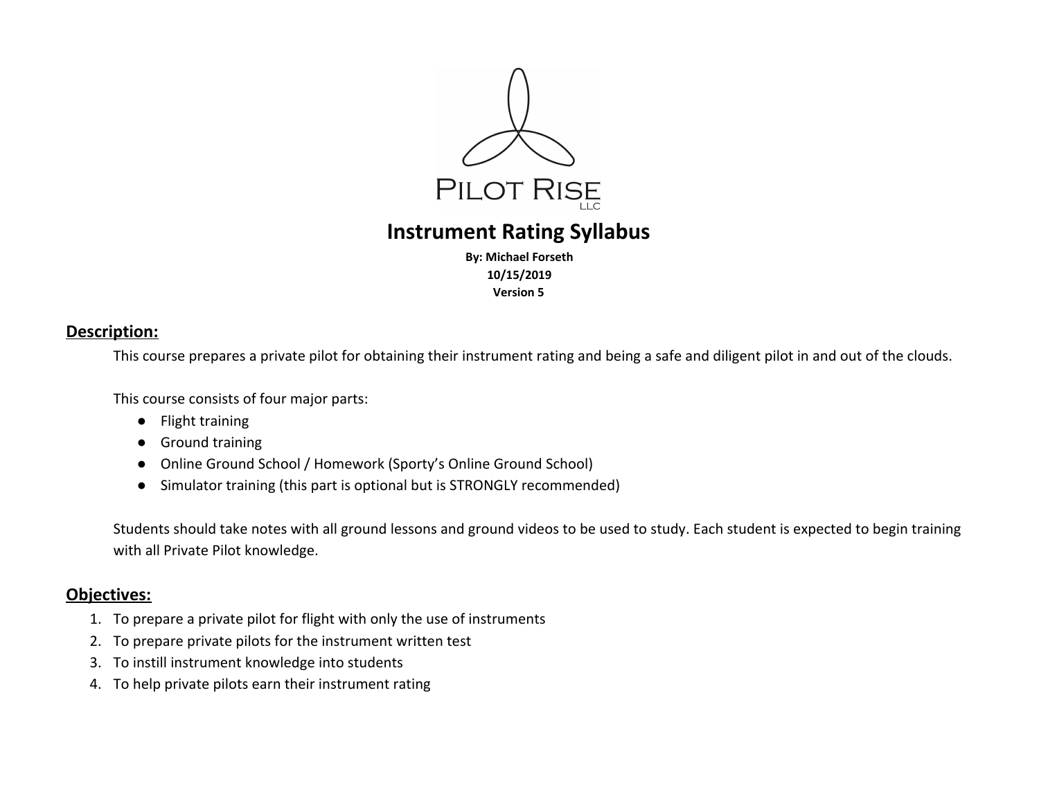PILOT RISE
LLC

# Instrument Rating Syllabus

**By: Michael Forseth**
**10/15/2019**
**Version 5**

## Description:

This course prepares a private pilot for obtaining their instrument rating and being a safe and diligent pilot in and out of the clouds.

This course consists of four major parts:

- Flight training
- Ground training
- Online Ground School / Homework (Sporty's Online Ground School)
- Simulator training (this part is optional but is STRONGLY recommended)

Students should take notes with all ground lessons and ground videos to be used to study. Each student is expected to begin training with all Private Pilot knowledge.

## Objectives:

1. To prepare a private pilot for flight with only the use of instruments
2. To prepare private pilots for the instrument written test
3. To instill instrument knowledge into students
4. To help private pilots earn their instrument rating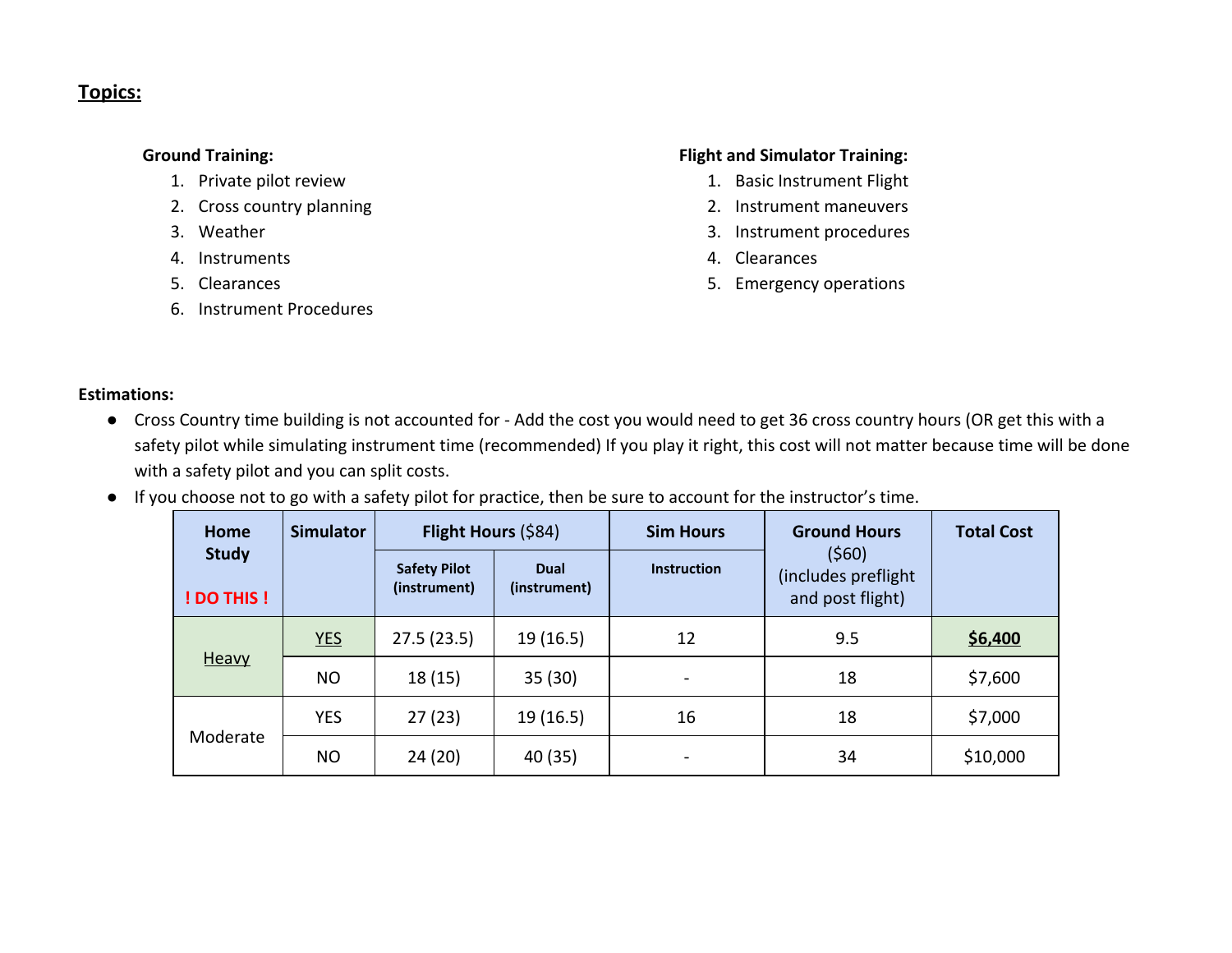## Topics:

**Ground Training:**

1. Private pilot review
2. Cross country planning
3. Weather
4. Instruments
5. Clearances
6. Instrument Procedures

**Flight and Simulator Training:**

1. Basic Instrument Flight
2. Instrument maneuvers
3. Instrument procedures
4. Clearances
5. Emergency operations

**Estimations:**

- Cross Country time building is not accounted for - Add the cost you would need to get 36 cross country hours (OR get this with a safety pilot while simulating instrument time (recommended) If you play it right, this cost will not matter because time will be done with a safety pilot and you can split costs.
- If you choose not to go with a safety pilot for practice, then be sure to account for the instructor's time.

| Home Study ! DO THIS ! | Simulator | Flight Hours ($84) | | Sim Hours | Ground Hours ($60) (includes preflight and post flight) | Total Cost |
|---|---|---|---|---|---|---|
| | | **Safety Pilot (instrument)** | **Dual (instrument)** | **Instruction** | | |
| Heavy | YES | 27.5 (23.5) | 19 (16.5) | 12 | 9.5 | **$6,400** |
| | NO | 18 (15) | 35 (30) | - | 18 | $7,600 |
| Moderate | YES | 27 (23) | 19 (16.5) | 16 | 18 | $7,000 |
| | NO | 24 (20) | 40 (35) | - | 34 | $10,000 |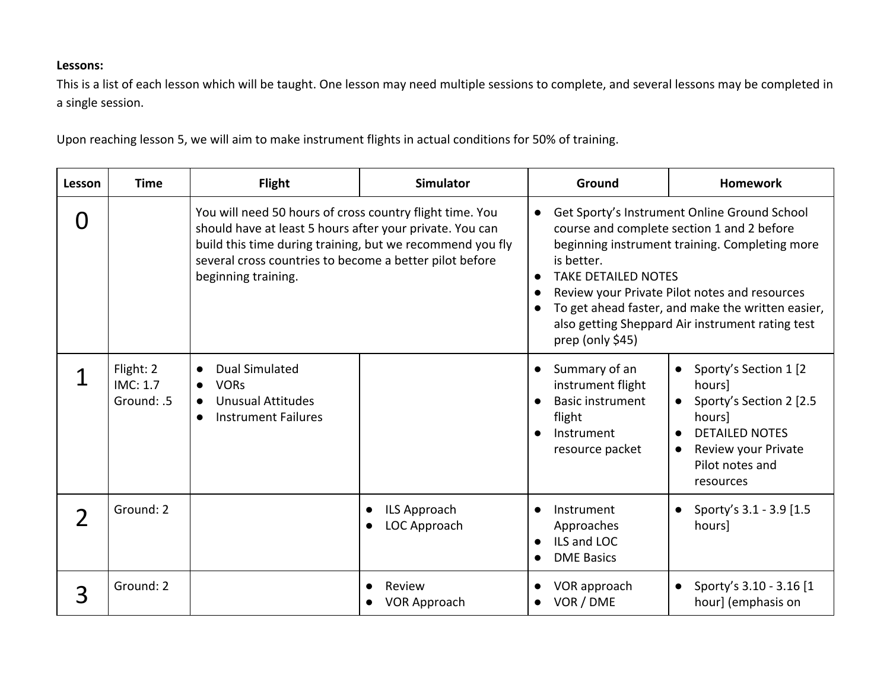**Lessons:**
This is a list of each lesson which will be taught. One lesson may need multiple sessions to complete, and several lessons may be completed in a single session.

Upon reaching lesson 5, we will aim to make instrument flights in actual conditions for 50% of training.

| Lesson | Time | Flight | Simulator | Ground | Homework |
|---|---|---|---|---|---|
| 0 | | You will need 50 hours of cross country flight time. You should have at least 5 hours after your private. You can build this time during training, but we recommend you fly several cross countries to become a better pilot before beginning training. | | ● Get Sporty's Instrument Online Ground School course and complete section 1 and 2 before beginning instrument training. Completing more is better.<br>● TAKE DETAILED NOTES<br>● Review your Private Pilot notes and resources<br>● To get ahead faster, and make the written easier, also getting Sheppard Air instrument rating test prep (only $45) | |
| 1 | Flight: 2<br>IMC: 1.7<br>Ground: .5 | ● Dual Simulated<br>● VORs<br>● Unusual Attitudes<br>● Instrument Failures | | ● Summary of an instrument flight<br>● Basic instrument flight<br>● Instrument resource packet | ● Sporty's Section 1 [2 hours]<br>● Sporty's Section 2 [2.5 hours]<br>● DETAILED NOTES<br>● Review your Private Pilot notes and resources |
| 2 | Ground: 2 | | ● ILS Approach<br>● LOC Approach | ● Instrument Approaches<br>● ILS and LOC<br>● DME Basics | ● Sporty's 3.1 - 3.9 [1.5 hours] |
| 3 | Ground: 2 | | ● Review<br>● VOR Approach | ● VOR approach<br>● VOR / DME | ● Sporty's 3.10 - 3.16 [1 hour] (emphasis on |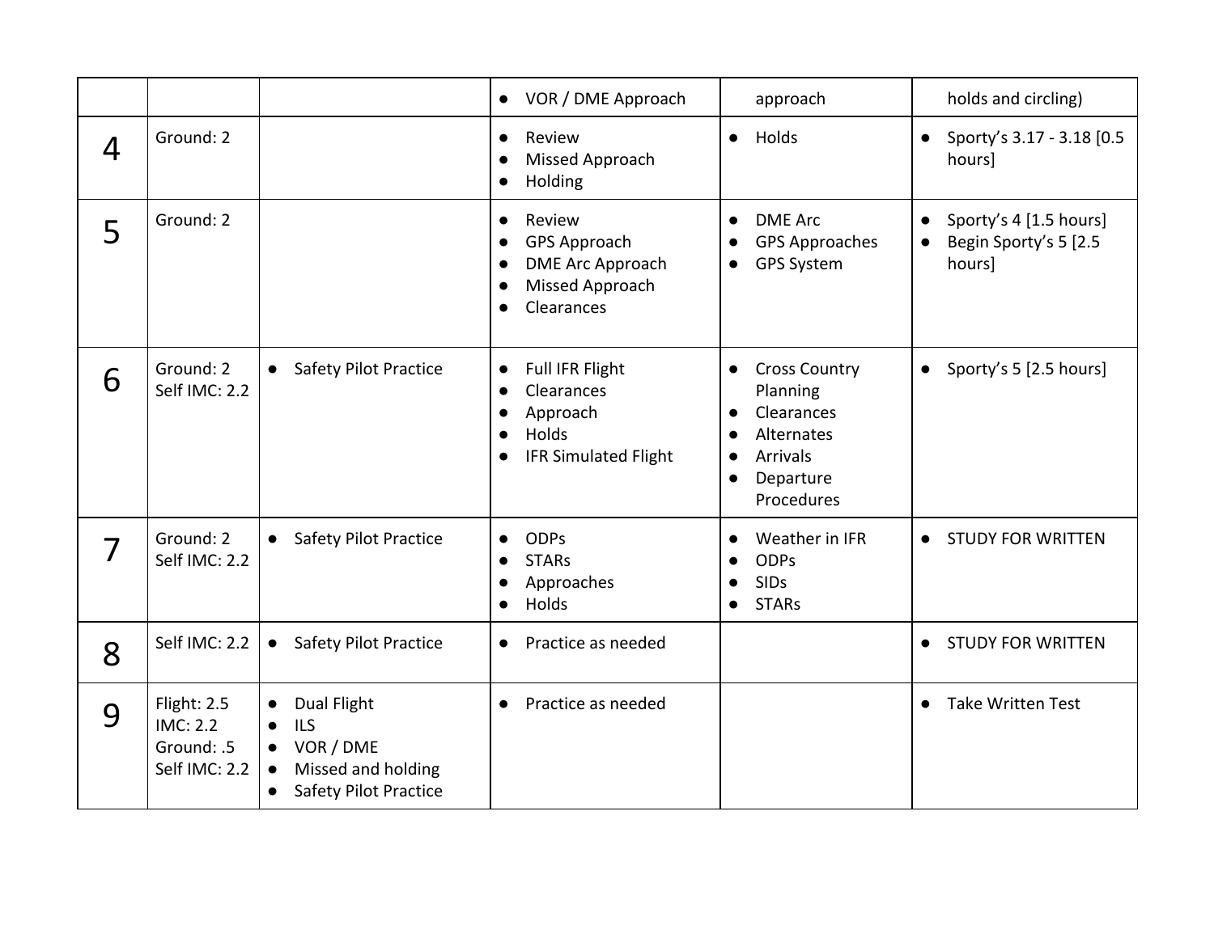| | | | | | |
|---|---|---|---|---|---|
| | | | ● VOR / DME Approach | approach | holds and circling) |
| 4 | Ground: 2 | | ● Review<br>● Missed Approach<br>● Holding | ● Holds | ● Sporty's 3.17 - 3.18 [0.5 hours] |
| 5 | Ground: 2 | | ● Review<br>● GPS Approach<br>● DME Arc Approach<br>● Missed Approach<br>● Clearances | ● DME Arc<br>● GPS Approaches<br>● GPS System | ● Sporty's 4 [1.5 hours]<br>● Begin Sporty's 5 [2.5 hours] |
| 6 | Ground: 2<br>Self IMC: 2.2 | ● Safety Pilot Practice | ● Full IFR Flight<br>● Clearances<br>● Approach<br>● Holds<br>● IFR Simulated Flight | ● Cross Country Planning<br>● Clearances<br>● Alternates<br>● Arrivals<br>● Departure Procedures | ● Sporty's 5 [2.5 hours] |
| 7 | Ground: 2<br>Self IMC: 2.2 | ● Safety Pilot Practice | ● ODPs<br>● STARs<br>● Approaches<br>● Holds | ● Weather in IFR<br>● ODPs<br>● SIDs<br>● STARs | ● STUDY FOR WRITTEN |
| 8 | Self IMC: 2.2 | ● Safety Pilot Practice | ● Practice as needed | | ● STUDY FOR WRITTEN |
| 9 | Flight: 2.5<br>IMC: 2.2<br>Ground: .5<br>Self IMC: 2.2 | ● Dual Flight<br>● ILS<br>● VOR / DME<br>● Missed and holding<br>● Safety Pilot Practice | ● Practice as needed | | ● Take Written Test |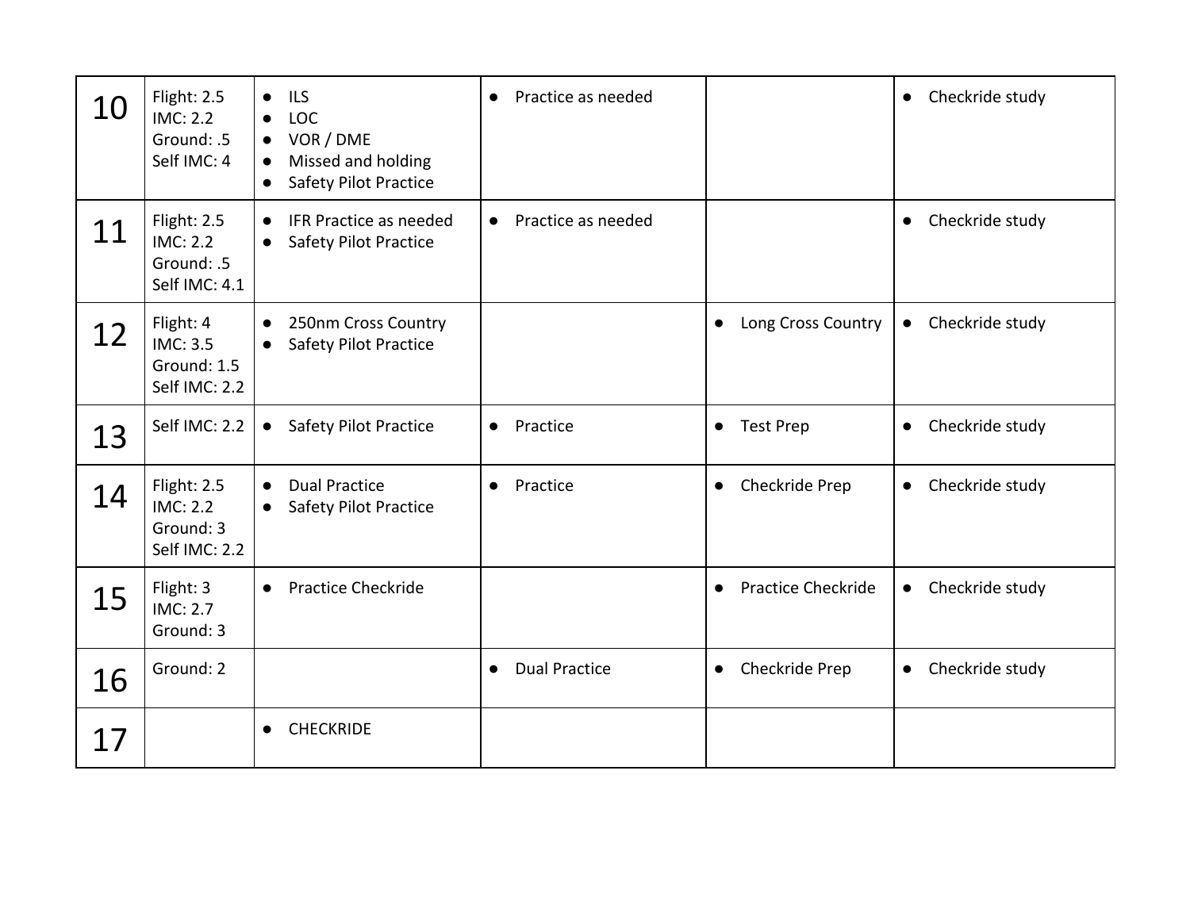| | | | | | |
|---|---|---|---|---|---|
| 10 | Flight: 2.5<br>IMC: 2.2<br>Ground: .5<br>Self IMC: 4 | • ILS<br>• LOC<br>• VOR / DME<br>• Missed and holding<br>• Safety Pilot Practice | • Practice as needed | | • Checkride study |
| 11 | Flight: 2.5<br>IMC: 2.2<br>Ground: .5<br>Self IMC: 4.1 | • IFR Practice as needed<br>• Safety Pilot Practice | • Practice as needed | | • Checkride study |
| 12 | Flight: 4<br>IMC: 3.5<br>Ground: 1.5<br>Self IMC: 2.2 | • 250nm Cross Country<br>• Safety Pilot Practice | | • Long Cross Country | • Checkride study |
| 13 | Self IMC: 2.2 | • Safety Pilot Practice | • Practice | • Test Prep | • Checkride study |
| 14 | Flight: 2.5<br>IMC: 2.2<br>Ground: 3<br>Self IMC: 2.2 | • Dual Practice<br>• Safety Pilot Practice | • Practice | • Checkride Prep | • Checkride study |
| 15 | Flight: 3<br>IMC: 2.7<br>Ground: 3 | • Practice Checkride | | • Practice Checkride | • Checkride study |
| 16 | Ground: 2 | | • Dual Practice | • Checkride Prep | • Checkride study |
| 17 | | • CHECKRIDE | | | |